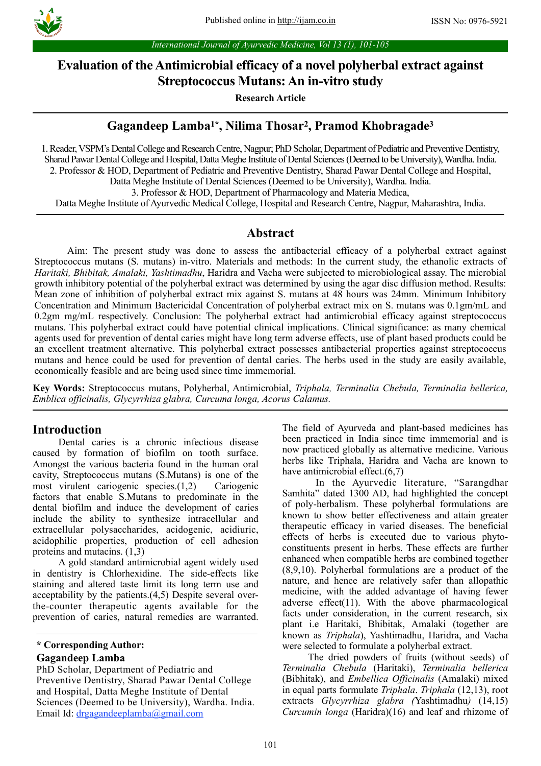# Evaluation of the Antimicrobial efficacy of a novel polyherbal extract against Streptococcus Mutans: An in-vitro study

**Research Article**

## Gagandeep Lamba[1*], Nilima Thosar[2], Pramod Khobragade[3]

1. Reader, VSPM's Dental College and Research Centre, Nagpur; PhD Scholar, Department of Pediatric and Preventive Dentistry, Sharad Pawar Dental College and Hospital, Datta Meghe Institute of Dental Sciences (Deemed to be University), Wardha. India.
2. Professor & HOD, Department of Pediatric and Preventive Dentistry, Sharad Pawar Dental College and Hospital, Datta Meghe Institute of Dental Sciences (Deemed to be University), Wardha. India.
3. Professor & HOD, Department of Pharmacology and Materia Medica, Datta Meghe Institute of Ayurvedic Medical College, Hospital and Research Centre, Nagpur, Maharashtra, India.

## Abstract

Aim: The present study was done to assess the antibacterial efficacy of a polyherbal extract against Streptococcus mutans (S. mutans) in-vitro. Materials and methods: In the current study, the ethanolic extracts of *Haritaki, Bhibitak, Amalaki, Yashtimadhu*, Haridra and Vacha were subjected to microbiological assay. The microbial growth inhibitory potential of the polyherbal extract was determined by using the agar disc diffusion method. Results: Mean zone of inhibition of polyherbal extract mix against S. mutans at 48 hours was 24mm. Minimum Inhibitory Concentration and Minimum Bactericidal Concentration of polyherbal extract mix on S. mutans was 0.1gm/mL and 0.2gm mg/mL respectively. Conclusion: The polyherbal extract had antimicrobial efficacy against streptococcus mutans. This polyherbal extract could have potential clinical implications. Clinical significance: as many chemical agents used for prevention of dental caries might have long term adverse effects, use of plant based products could be an excellent treatment alternative. This polyherbal extract possesses antibacterial properties against streptococcus mutans and hence could be used for prevention of dental caries. The herbs used in the study are easily available, economically feasible and are being used since time immemorial.

**Key Words:** Streptococcus mutans, Polyherbal, Antimicrobial, *Triphala, Terminalia Chebula, Terminalia bellerica, Emblica officinalis, Glycyrrhiza glabra, Curcuma longa, Acorus Calamus.*

## Introduction

Dental caries is a chronic infectious disease caused by formation of biofilm on tooth surface. Amongst the various bacteria found in the human oral cavity, Streptococcus mutans (S.Mutans) is one of the most virulent cariogenic species.(1,2) Cariogenic factors that enable S.Mutans to predominate in the dental biofilm and induce the development of caries include the ability to synthesize intracellular and extracellular polysaccharides, acidogenic, aciduric, acidophilic properties, production of cell adhesion proteins and mutacins. (1,3)

A gold standard antimicrobial agent widely used in dentistry is Chlorhexidine. The side-effects like staining and altered taste limit its long term use and acceptability by the patients.(4,5) Despite several over-the-counter therapeutic agents available for the prevention of caries, natural remedies are warranted.

**\* Corresponding Author:**

**Gagandeep Lamba**

PhD Scholar, Department of Pediatric and Preventive Dentistry, Sharad Pawar Dental College and Hospital, Datta Meghe Institute of Dental Sciences (Deemed to be University), Wardha. India.
Email Id: drgagandeeplamba@gmail.com

The field of Ayurveda and plant-based medicines has been practiced in India since time immemorial and is now practiced globally as alternative medicine. Various herbs like Triphala, Haridra and Vacha are known to have antimicrobial effect.(6,7)

In the Ayurvedic literature, "Sarangdhar Samhita" dated 1300 AD, had highlighted the concept of poly-herbalism. These polyherbal formulations are known to show better effectiveness and attain greater therapeutic efficacy in varied diseases. The beneficial effects of herbs is executed due to various phyto-constituents present in herbs. These effects are further enhanced when compatible herbs are combined together (8,9,10). Polyherbal formulations are a product of the nature, and hence are relatively safer than allopathic medicine, with the added advantage of having fewer adverse effect(11). With the above pharmacological facts under consideration, in the current research, six plant i.e Haritaki, Bhibitak, Amalaki (together are known as *Triphala*), Yashtimadhu, Haridra, and Vacha were selected to formulate a polyherbal extract.

The dried powders of fruits (without seeds) of *Terminalia Chebula* (Haritaki), *Terminalia bellerica* (Bibhitak), and *Embellica Officinalis* (Amalaki) mixed in equal parts formulate *Triphala*. *Triphala* (12,13), root extracts *Glycyrrhiza glabra (*Yashtimadhu*)* (14,15) *Curcumin longa* (Haridra)(16) and leaf and rhizome of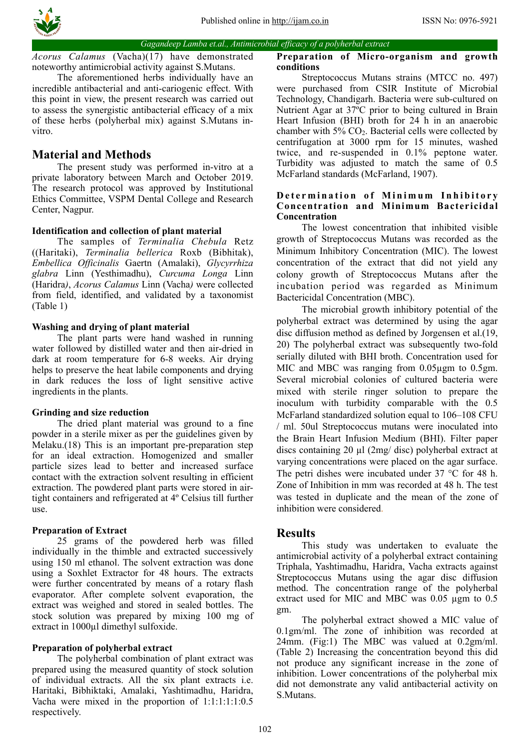*Acorus Calamus* (Vacha)(17) have demonstrated noteworthy antimicrobial activity against S.Mutans.

The aforementioned herbs individually have an incredible antibacterial and anti-cariogenic effect. With this point in view, the present research was carried out to assess the synergistic antibacterial efficacy of a mix of these herbs (polyherbal mix) against S.Mutans in-vitro.

## Material and Methods

The present study was performed in-vitro at a private laboratory between March and October 2019. The research protocol was approved by Institutional Ethics Committee, VSPM Dental College and Research Center, Nagpur.

### Identification and collection of plant material

The samples of *Terminalia Chebula* Retz ((Haritaki), *Terminalia bellerica* Roxb (Bibhitak), *Embellica Officinalis* Gaertn (Amalaki), *Glycyrrhiza glabra* Linn (Yesthimadhu), *Curcuma Longa* Linn (Haridra*)*, *Acorus Calamus* Linn (Vacha*)* were collected from field, identified, and validated by a taxonomist (Table 1)

### Washing and drying of plant material

The plant parts were hand washed in running water followed by distilled water and then air-dried in dark at room temperature for 6-8 weeks. Air drying helps to preserve the heat labile components and drying in dark reduces the loss of light sensitive active ingredients in the plants.

### Grinding and size reduction

The dried plant material was ground to a fine powder in a sterile mixer as per the guidelines given by Melaku.(18) This is an important pre-preparation step for an ideal extraction. Homogenized and smaller particle sizes lead to better and increased surface contact with the extraction solvent resulting in efficient extraction. The powdered plant parts were stored in air-tight containers and refrigerated at 4º Celsius till further use.

### Preparation of Extract

25 grams of the powdered herb was filled individually in the thimble and extracted successively using 150 ml ethanol. The solvent extraction was done using a Soxhlet Extractor for 48 hours. The extracts were further concentrated by means of a rotary flash evaporator. After complete solvent evaporation, the extract was weighed and stored in sealed bottles. The stock solution was prepared by mixing 100 mg of extract in 1000µl dimethyl sulfoxide.

### Preparation of polyherbal extract

The polyherbal combination of plant extract was prepared using the measured quantity of stock solution of individual extracts. All the six plant extracts i.e. Haritaki, Bibhiktaki, Amalaki, Yashtimadhu, Haridra, Vacha were mixed in the proportion of 1:1:1:1:1:0.5 respectively.

### Preparation of Micro-organism and growth conditions

Streptococcus Mutans strains (MTCC no. 497) were purchased from CSIR Institute of Microbial Technology, Chandigarh. Bacteria were sub-cultured on Nutrient Agar at 37ºC prior to being cultured in Brain Heart Infusion (BHI) broth for 24 h in an anaerobic chamber with 5% $CO_2$. Bacterial cells were collected by centrifugation at 3000 rpm for 15 minutes, washed twice, and re-suspended in 0.1% peptone water. Turbidity was adjusted to match the same of 0.5 McFarland standards (McFarland, 1907).

### Determination of Minimum Inhibitory Concentration and Minimum Bactericidal Concentration

The lowest concentration that inhibited visible growth of Streptococcus Mutans was recorded as the Minimum Inhibitory Concentration (MIC). The lowest concentration of the extract that did not yield any colony growth of Streptococcus Mutans after the incubation period was regarded as Minimum Bactericidal Concentration (MBC).

The microbial growth inhibitory potential of the polyherbal extract was determined by using the agar disc diffusion method as defined by Jorgensen et al.(19, 20) The polyherbal extract was subsequently two-fold serially diluted with BHI broth. Concentration used for MIC and MBC was ranging from 0.05µgm to 0.5gm. Several microbial colonies of cultured bacteria were mixed with sterile ringer solution to prepare the inoculum with turbidity comparable with the 0.5 McFarland standardized solution equal to 106–108 CFU / ml. 50ul Streptococcus mutans were inoculated into the Brain Heart Infusion Medium (BHI). Filter paper discs containing 20 µl (2mg/ disc) polyherbal extract at varying concentrations were placed on the agar surface. The petri dishes were incubated under 37 °C for 48 h. Zone of Inhibition in mm was recorded at 48 h. The test was tested in duplicate and the mean of the zone of inhibition were considered.

## Results

This study was undertaken to evaluate the antimicrobial activity of a polyherbal extract containing Triphala, Yashtimadhu, Haridra, Vacha extracts against Streptococcus Mutans using the agar disc diffusion method. The concentration range of the polyherbal extract used for MIC and MBC was 0.05 µgm to 0.5 gm.

The polyherbal extract showed a MIC value of 0.1gm/ml. The zone of inhibition was recorded at 24mm. (Fig:1) The MBC was valued at 0.2gm/ml. (Table 2) Increasing the concentration beyond this did not produce any significant increase in the zone of inhibition. Lower concentrations of the polyherbal mix did not demonstrate any valid antibacterial activity on S.Mutans.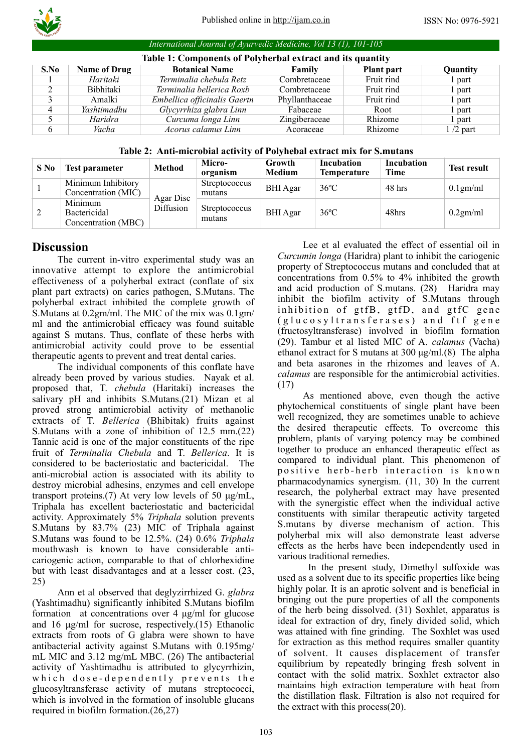**Table 1: Components of Polyherbal extract and its quantity**

| S.No | Name of Drug | Botanical Name | Family | Plant part | Quantity |
|---|---|---|---|---|---|
| 1 | *Haritaki* | *Terminalia chebula Retz* | Combretaceae | Fruit rind | 1 part |
| 2 | Bibhitaki | *Terminalia bellerica Roxb* | Combretaceae | Fruit rind | 1 part |
| 3 | Amalki | *Embellica officinalis Gaertn* | Phyllanthaceae | Fruit rind | 1 part |
| 4 | *Yashtimadhu* | *Glycyrrhiza glabra Linn* | Fabaceae | Root | 1 part |
| 5 | *Haridra* | *Curcuma longa Linn* | Zingiberaceae | Rhizome | 1 part |
| 6 | *Vacha* | *Acorus calamus Linn* | Acoraceae | Rhizome | 1 /2 part |

**Table 2: Anti-microbial activity of Polyhebal extract mix for S.mutans**

| S No | Test parameter | Method | Micro-organism | Growth Medium | Incubation Temperature | Incubation Time | Test result |
|---|---|---|---|---|---|---|---|
| 1 | Minimum Inhibitory Concentration (MIC) | Agar Disc Diffusion | Streptococcus mutans | BHI Agar | 36ºC | 48 hrs | 0.1gm/ml |
| 2 | Minimum Bactericidal Concentration (MBC) | | Streptococcus mutans | BHI Agar | 36ºC | 48hrs | 0.2gm/ml |

## Discussion

The current in-vitro experimental study was an innovative attempt to explore the antimicrobial effectiveness of a polyherbal extract (conflate of six plant part extracts) on caries pathogen, S.Mutans. The polyherbal extract inhibited the complete growth of S.Mutans at 0.2gm/ml. The MIC of the mix was 0.1gm/ml and the antimicrobial efficacy was found suitable against S mutans. Thus, conflate of these herbs with antimicrobial activity could prove to be essential therapeutic agents to prevent and treat dental caries.

The individual components of this conflate have already been proved by various studies. Nayak et al. proposed that, T. *chebula* (Haritaki) increases the salivary pH and inhibits S.Mutans.(21) Mizan et al proved strong antimicrobial activity of methanolic extracts of T. *Bellerica* (Bhibitak) fruits against S.Mutans with a zone of inhibition of 12.5 mm.(22) Tannic acid is one of the major constituents of the ripe fruit of *Terminalia Chebula* and T. *Bellerica*. It is considered to be bacteriostatic and bactericidal. The anti-microbial action is associated with its ability to destroy microbial adhesins, enzymes and cell envelope transport proteins.(7) At very low levels of 50 μg/mL, Triphala has excellent bacteriostatic and bactericidal activity. Approximately 5% *Triphala* solution prevents S.Mutans by 83.7% (23) MIC of Triphala against S.Mutans was found to be 12.5%. (24) 0.6% *Triphala* mouthwash is known to have considerable anti-cariogenic action, comparable to that of chlorhexidine but with least disadvantages and at a lesser cost. (23, 25)

Ann et al observed that deglyzirrhized G. *glabra* (Yashtimadhu) significantly inhibited S.Mutans biofilm formation at concentrations over 4 μg/ml for glucose and 16 μg/ml for sucrose, respectively.(15) Ethanolic extracts from roots of G glabra were shown to have antibacterial activity against S.Mutans with 0.195mg/mL MIC and 3.12 mg/mL MBC. (26) The antibacterial activity of Yashtimadhu is attributed to glycyrrhizin, which dose-dependently prevents the glucosyltransferase activity of mutans streptococci, which is involved in the formation of insoluble glucans required in biofilm formation.(26,27)

Lee et al evaluated the effect of essential oil in *Curcumin longa* (Haridra) plant to inhibit the cariogenic property of Streptococcus mutans and concluded that at concentrations from 0.5% to 4% inhibited the growth and acid production of S.mutans. (28) Haridra may inhibit the biofilm activity of S.Mutans through inhibition of gtfB, gtfD, and gtfC gene (glucosyltransferases) and ftf gene (fructosyltransferase) involved in biofilm formation (29). Tambur et al listed MIC of A. *calamus* (Vacha) ethanol extract for S mutans at 300 μg/ml.(8) The alpha and beta asarones in the rhizomes and leaves of A. *calamus* are responsible for the antimicrobial activities. (17)

As mentioned above, even though the active phytochemical constituents of single plant have been well recognized, they are sometimes unable to achieve the desired therapeutic effects. To overcome this problem, plants of varying potency may be combined together to produce an enhanced therapeutic effect as compared to individual plant. This phenomenon of positive herb-herb interaction is known pharmacodynamics synergism. (11, 30) In the current research, the polyherbal extract may have presented with the synergistic effect when the individual active constituents with similar therapeutic activity targeted S.mutans by diverse mechanism of action. This polyherbal mix will also demonstrate least adverse effects as the herbs have been independently used in various traditional remedies.

In the present study, Dimethyl sulfoxide was used as a solvent due to its specific properties like being highly polar. It is an aprotic solvent and is beneficial in bringing out the pure properties of all the components of the herb being dissolved. (31) Soxhlet, apparatus is ideal for extraction of dry, finely divided solid, which was attained with fine grinding. The Soxhlet was used for extraction as this method requires smaller quantity of solvent. It causes displacement of transfer equilibrium by repeatedly bringing fresh solvent in contact with the solid matrix. Soxhlet extractor also maintains high extraction temperature with heat from the distillation flask. Filtration is also not required for the extract with this process(20).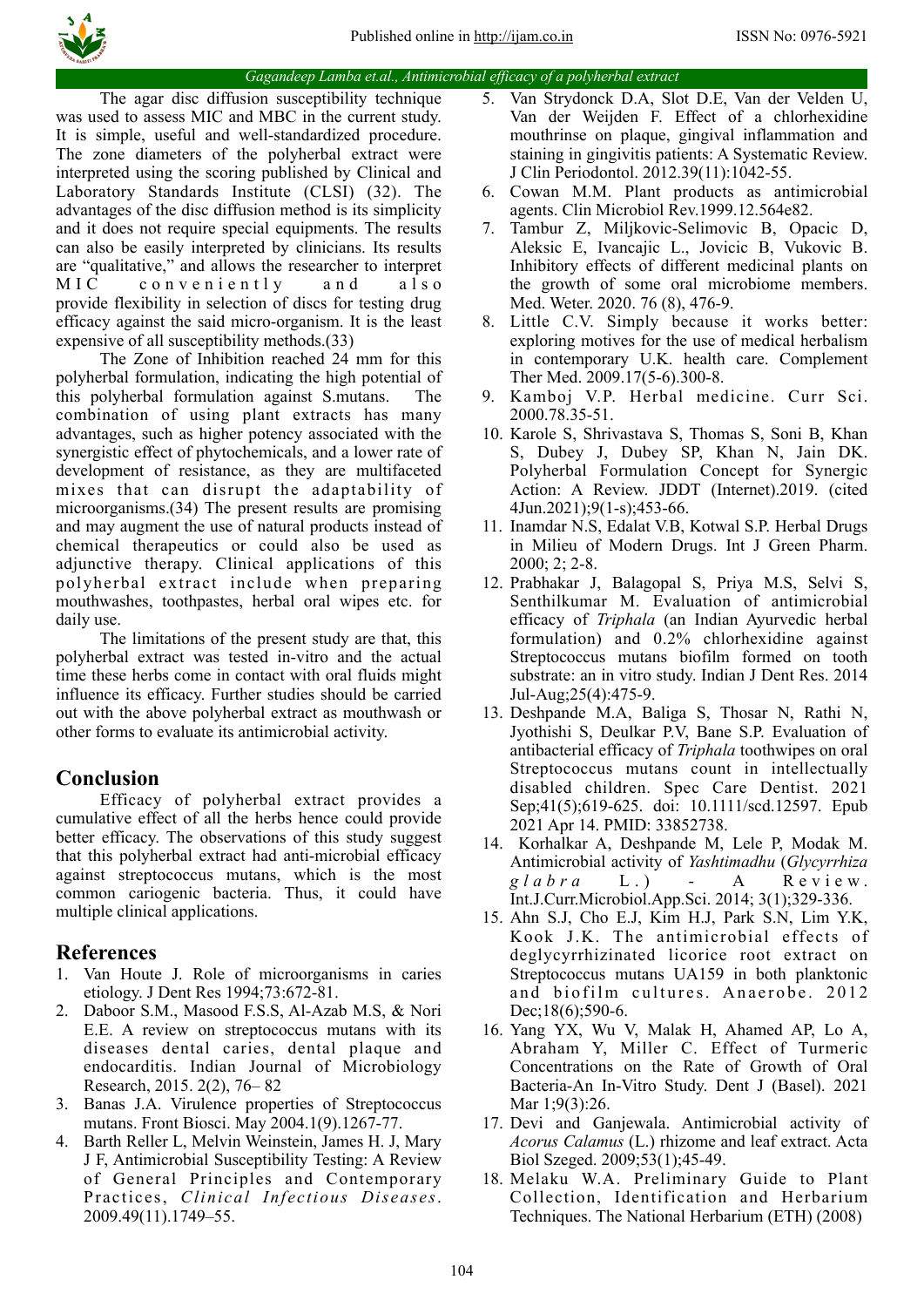The agar disc diffusion susceptibility technique was used to assess MIC and MBC in the current study. It is simple, useful and well-standardized procedure. The zone diameters of the polyherbal extract were interpreted using the scoring published by Clinical and Laboratory Standards Institute (CLSI) (32). The advantages of the disc diffusion method is its simplicity and it does not require special equipments. The results can also be easily interpreted by clinicians. Its results are "qualitative," and allows the researcher to interpret MIC conveniently and also provide flexibility in selection of discs for testing drug efficacy against the said micro-organism. It is the least expensive of all susceptibility methods.(33)

The Zone of Inhibition reached 24 mm for this polyherbal formulation, indicating the high potential of this polyherbal formulation against S.mutans. The combination of using plant extracts has many advantages, such as higher potency associated with the synergistic effect of phytochemicals, and a lower rate of development of resistance, as they are multifaceted mixes that can disrupt the adaptability of microorganisms.(34) The present results are promising and may augment the use of natural products instead of chemical therapeutics or could also be used as adjunctive therapy. Clinical applications of this polyherbal extract include when preparing mouthwashes, toothpastes, herbal oral wipes etc. for daily use.

The limitations of the present study are that, this polyherbal extract was tested in-vitro and the actual time these herbs come in contact with oral fluids might influence its efficacy. Further studies should be carried out with the above polyherbal extract as mouthwash or other forms to evaluate its antimicrobial activity.

## Conclusion

Efficacy of polyherbal extract provides a cumulative effect of all the herbs hence could provide better efficacy. The observations of this study suggest that this polyherbal extract had anti-microbial efficacy against streptococcus mutans, which is the most common cariogenic bacteria. Thus, it could have multiple clinical applications.

## References

1. Van Houte J. Role of microorganisms in caries etiology. J Dent Res 1994;73:672-81.
2. Daboor S.M., Masood F.S.S, Al-Azab M.S, & Nori E.E. A review on streptococcus mutans with its diseases dental caries, dental plaque and endocarditis. Indian Journal of Microbiology Research, 2015. 2(2), 76– 82
3. Banas J.A. Virulence properties of Streptococcus mutans. Front Biosci. May 2004.1(9).1267-77.
4. Barth Reller L, Melvin Weinstein, James H. J, Mary J F, Antimicrobial Susceptibility Testing: A Review of General Principles and Contemporary Practices, *Clinical Infectious Diseases*. 2009.49(11).1749–55.
5. Van Strydonck D.A, Slot D.E, Van der Velden U, Van der Weijden F. Effect of a chlorhexidine mouthrinse on plaque, gingival inflammation and staining in gingivitis patients: A Systematic Review. J Clin Periodontol. 2012.39(11):1042-55.
6. Cowan M.M. Plant products as antimicrobial agents. Clin Microbiol Rev.1999.12.564e82.
7. Tambur Z, Miljkovic-Selimovic B, Opacic D, Aleksic E, Ivancajic L., Jovicic B, Vukovic B. Inhibitory effects of different medicinal plants on the growth of some oral microbiome members. Med. Weter. 2020. 76 (8), 476-9.
8. Little C.V. Simply because it works better: exploring motives for the use of medical herbalism in contemporary U.K. health care. Complement Ther Med. 2009.17(5-6).300-8.
9. Kamboj V.P. Herbal medicine. Curr Sci. 2000.78.35-51.
10. Karole S, Shrivastava S, Thomas S, Soni B, Khan S, Dubey J, Dubey SP, Khan N, Jain DK. Polyherbal Formulation Concept for Synergic Action: A Review. JDDT (Internet).2019. (cited 4Jun.2021);9(1-s);453-66.
11. Inamdar N.S, Edalat V.B, Kotwal S.P. Herbal Drugs in Milieu of Modern Drugs. Int J Green Pharm. 2000; 2; 2-8.
12. Prabhakar J, Balagopal S, Priya M.S, Selvi S, Senthilkumar M. Evaluation of antimicrobial efficacy of *Triphala* (an Indian Ayurvedic herbal formulation) and 0.2% chlorhexidine against Streptococcus mutans biofilm formed on tooth substrate: an in vitro study. Indian J Dent Res. 2014 Jul-Aug;25(4):475-9.
13. Deshpande M.A, Baliga S, Thosar N, Rathi N, Jyothishi S, Deulkar P.V, Bane S.P. Evaluation of antibacterial efficacy of *Triphala* toothwipes on oral Streptococcus mutans count in intellectually disabled children. Spec Care Dentist. 2021 Sep;41(5);619-625. doi: 10.1111/scd.12597. Epub 2021 Apr 14. PMID: 33852738.
14. Korhalkar A, Deshpande M, Lele P, Modak M. Antimicrobial activity of *Yashtimadhu* (*Glycyrrhiza glabra* L.) - A Review. Int.J.Curr.Microbiol.App.Sci. 2014; 3(1);329-336.
15. Ahn S.J, Cho E.J, Kim H.J, Park S.N, Lim Y.K, Kook J.K. The antimicrobial effects of deglycyrrhizinated licorice root extract on Streptococcus mutans UA159 in both planktonic and biofilm cultures. Anaerobe. 2012 Dec;18(6);590-6.
16. Yang YX, Wu V, Malak H, Ahamed AP, Lo A, Abraham Y, Miller C. Effect of Turmeric Concentrations on the Rate of Growth of Oral Bacteria-An In-Vitro Study. Dent J (Basel). 2021 Mar 1;9(3):26.
17. Devi and Ganjewala. Antimicrobial activity of *Acorus Calamus* (L.) rhizome and leaf extract. Acta Biol Szeged. 2009;53(1);45-49.
18. Melaku W.A. Preliminary Guide to Plant Collection, Identification and Herbarium Techniques. The National Herbarium (ETH) (2008)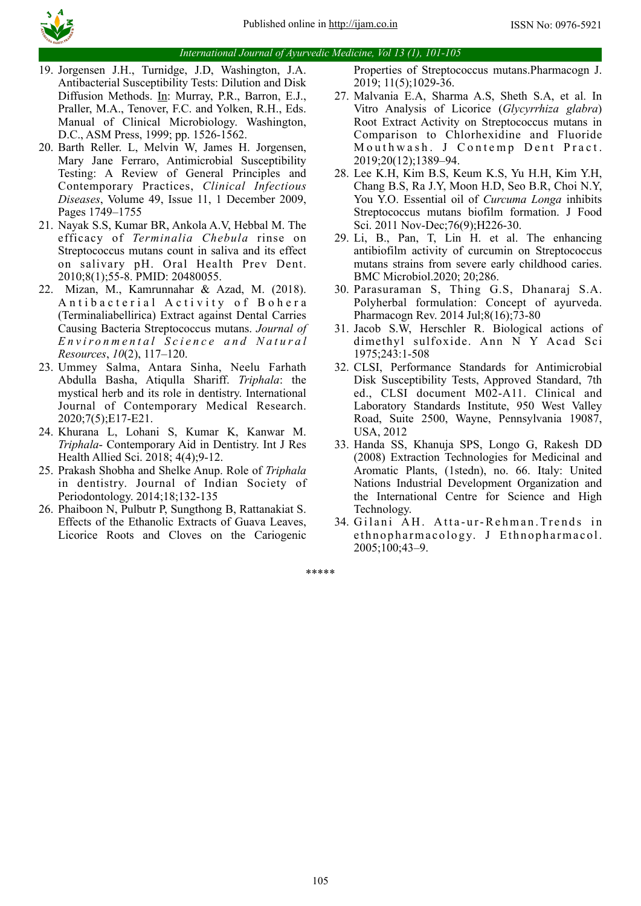19. Jorgensen J.H., Turnidge, J.D, Washington, J.A. Antibacterial Susceptibility Tests: Dilution and Disk Diffusion Methods. In: Murray, P.R., Barron, E.J., Praller, M.A., Tenover, F.C. and Yolken, R.H., Eds. Manual of Clinical Microbiology. Washington, D.C., ASM Press, 1999; pp. 1526-1562.
20. Barth Reller. L, Melvin W, James H. Jorgensen, Mary Jane Ferraro, Antimicrobial Susceptibility Testing: A Review of General Principles and Contemporary Practices, *Clinical Infectious Diseases*, Volume 49, Issue 11, 1 December 2009, Pages 1749–1755
21. Nayak S.S, Kumar BR, Ankola A.V, Hebbal M. The efficacy of *Terminalia Chebula* rinse on Streptococcus mutans count in saliva and its effect on salivary pH. Oral Health Prev Dent. 2010;8(1);55-8. PMID: 20480055.
22. Mizan, M., Kamrunnahar & Azad, M. (2018). Antibacterial Activity of Bohera (Terminaliabellirica) Extract against Dental Carries Causing Bacteria Streptococcus mutans. *Journal of Environmental Science and Natural Resources*, *10*(2), 117–120.
23. Ummey Salma, Antara Sinha, Neelu Farhath Abdulla Basha, Atiqulla Shariff. *Triphala*: the mystical herb and its role in dentistry. International Journal of Contemporary Medical Research. 2020;7(5);E17-E21.
24. Khurana L, Lohani S, Kumar K, Kanwar M. *Triphala*- Contemporary Aid in Dentistry. Int J Res Health Allied Sci. 2018; 4(4);9-12.
25. Prakash Shobha and Shelke Anup. Role of *Triphala* in dentistry. Journal of Indian Society of Periodontology. 2014;18;132-135
26. Phaiboon N, Pulbutr P, Sungthong B, Rattanakiat S. Effects of the Ethanolic Extracts of Guava Leaves, Licorice Roots and Cloves on the Cariogenic Properties of Streptococcus mutans.Pharmacogn J. 2019; 11(5);1029-36.
27. Malvania E.A, Sharma A.S, Sheth S.A, et al. In Vitro Analysis of Licorice (*Glycyrrhiza glabra*) Root Extract Activity on Streptococcus mutans in Comparison to Chlorhexidine and Fluoride Mouthwash. J Contemp Dent Pract. 2019;20(12);1389–94.
28. Lee K.H, Kim B.S, Keum K.S, Yu H.H, Kim Y.H, Chang B.S, Ra J.Y, Moon H.D, Seo B.R, Choi N.Y, You Y.O. Essential oil of *Curcuma Longa* inhibits Streptococcus mutans biofilm formation. J Food Sci. 2011 Nov-Dec;76(9);H226-30.
29. Li, B., Pan, T, Lin H. et al. The enhancing antibiofilm activity of curcumin on Streptococcus mutans strains from severe early childhood caries. BMC Microbiol.2020; 20;286.
30. Parasuraman S, Thing G.S, Dhanaraj S.A. Polyherbal formulation: Concept of ayurveda. Pharmacogn Rev. 2014 Jul;8(16);73-80
31. Jacob S.W, Herschler R. Biological actions of dimethyl sulfoxide. Ann N Y Acad Sci 1975;243:1-508
32. CLSI, Performance Standards for Antimicrobial Disk Susceptibility Tests, Approved Standard, 7th ed., CLSI document M02-A11. Clinical and Laboratory Standards Institute, 950 West Valley Road, Suite 2500, Wayne, Pennsylvania 19087, USA, 2012
33. Handa SS, Khanuja SPS, Longo G, Rakesh DD (2008) Extraction Technologies for Medicinal and Aromatic Plants, (1stedn), no. 66. Italy: United Nations Industrial Development Organization and the International Centre for Science and High Technology.
34. Gilani AH. Atta-ur-Rehman.Trends in ethnopharmacology. J Ethnopharmacol. 2005;100;43–9.

*****